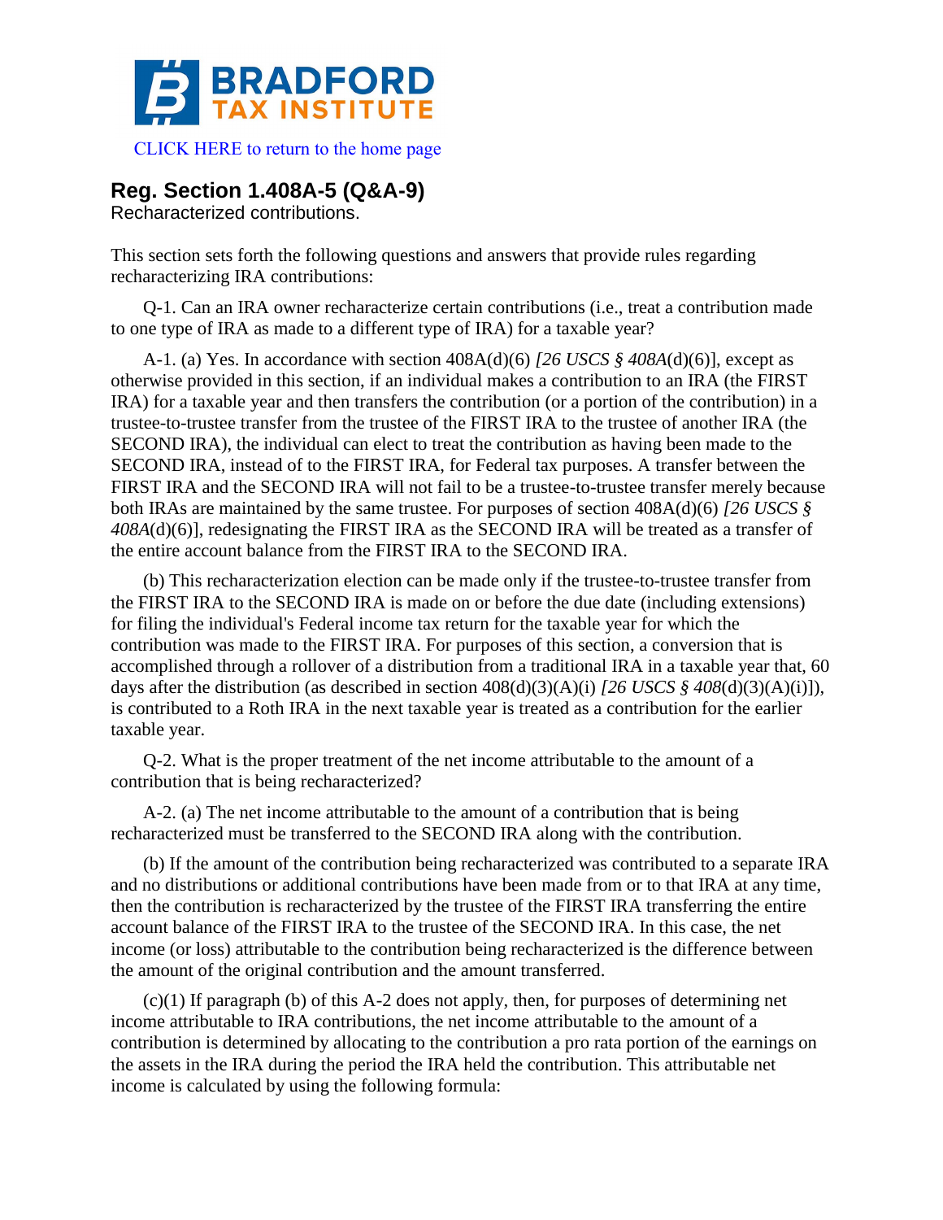**BRADFORD TAX INSTITUTE**

CLICK HERE to return to the home page

## Reg. Section 1.408A-5 (Q&A-9)

Recharacterized contributions.

This section sets forth the following questions and answers that provide rules regarding recharacterizing IRA contributions:

Q-1. Can an IRA owner recharacterize certain contributions (i.e., treat a contribution made to one type of IRA as made to a different type of IRA) for a taxable year?

A-1. (a) Yes. In accordance with section 408A(d)(6) *[26 USCS § 408A*(d)(6)], except as otherwise provided in this section, if an individual makes a contribution to an IRA (the FIRST IRA) for a taxable year and then transfers the contribution (or a portion of the contribution) in a trustee-to-trustee transfer from the trustee of the FIRST IRA to the trustee of another IRA (the SECOND IRA), the individual can elect to treat the contribution as having been made to the SECOND IRA, instead of to the FIRST IRA, for Federal tax purposes. A transfer between the FIRST IRA and the SECOND IRA will not fail to be a trustee-to-trustee transfer merely because both IRAs are maintained by the same trustee. For purposes of section 408A(d)(6) *[26 USCS § 408A*(d)(6)], redesignating the FIRST IRA as the SECOND IRA will be treated as a transfer of the entire account balance from the FIRST IRA to the SECOND IRA.

(b) This recharacterization election can be made only if the trustee-to-trustee transfer from the FIRST IRA to the SECOND IRA is made on or before the due date (including extensions) for filing the individual's Federal income tax return for the taxable year for which the contribution was made to the FIRST IRA. For purposes of this section, a conversion that is accomplished through a rollover of a distribution from a traditional IRA in a taxable year that, 60 days after the distribution (as described in section 408(d)(3)(A)(i) *[26 USCS § 408*(d)(3)(A)(i)]), is contributed to a Roth IRA in the next taxable year is treated as a contribution for the earlier taxable year.

Q-2. What is the proper treatment of the net income attributable to the amount of a contribution that is being recharacterized?

A-2. (a) The net income attributable to the amount of a contribution that is being recharacterized must be transferred to the SECOND IRA along with the contribution.

(b) If the amount of the contribution being recharacterized was contributed to a separate IRA and no distributions or additional contributions have been made from or to that IRA at any time, then the contribution is recharacterized by the trustee of the FIRST IRA transferring the entire account balance of the FIRST IRA to the trustee of the SECOND IRA. In this case, the net income (or loss) attributable to the contribution being recharacterized is the difference between the amount of the original contribution and the amount transferred.

(c)(1) If paragraph (b) of this A-2 does not apply, then, for purposes of determining net income attributable to IRA contributions, the net income attributable to the amount of a contribution is determined by allocating to the contribution a pro rata portion of the earnings on the assets in the IRA during the period the IRA held the contribution. This attributable net income is calculated by using the following formula: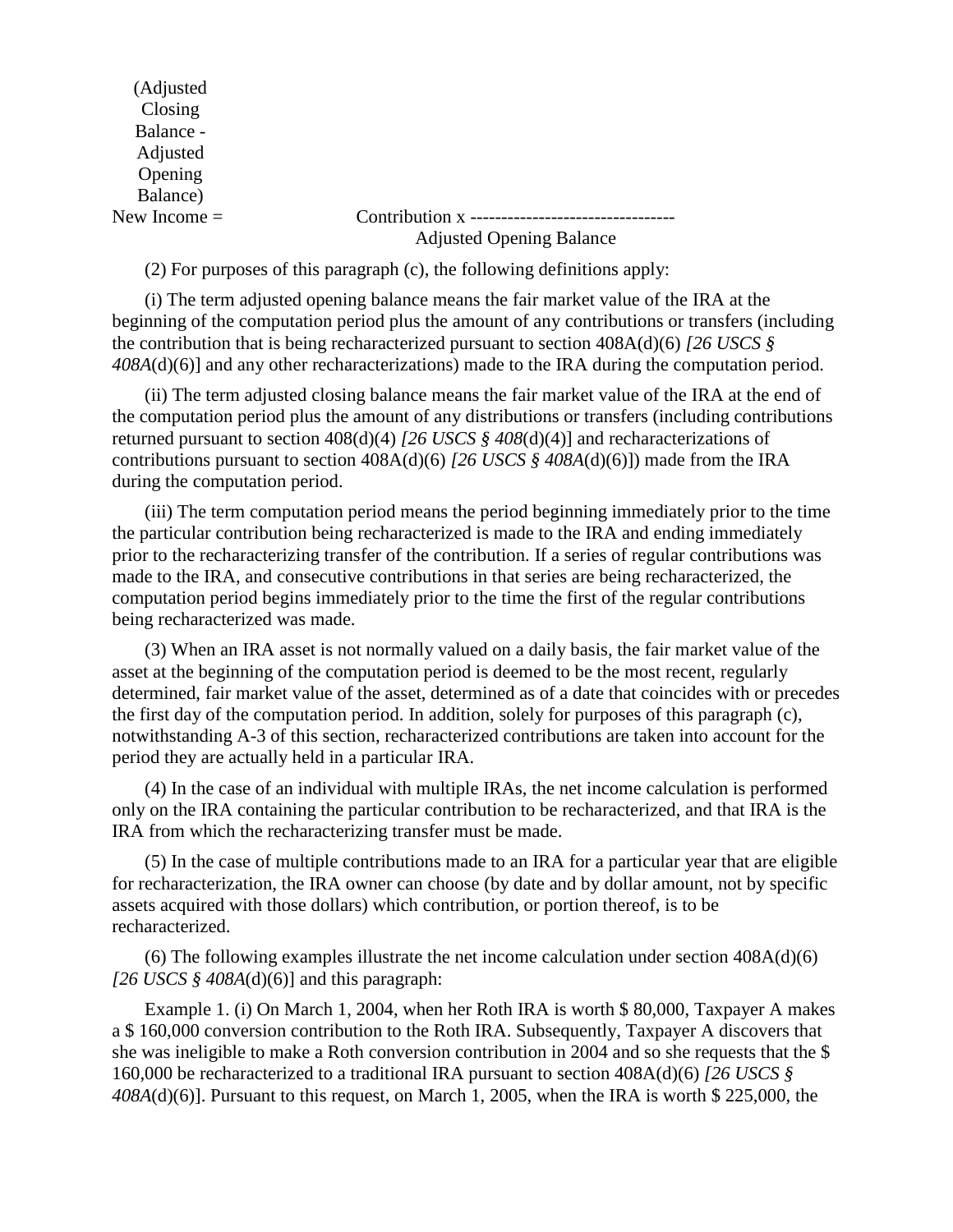$$\text{New Income} = \text{Contribution} \times \frac{(\text{Adjusted Closing Balance} - \text{Adjusted Opening Balance})}{\text{Adjusted Opening Balance}}$$

(2) For purposes of this paragraph (c), the following definitions apply:

(i) The term adjusted opening balance means the fair market value of the IRA at the beginning of the computation period plus the amount of any contributions or transfers (including the contribution that is being recharacterized pursuant to section 408A(d)(6) *[26 USCS § 408A*(d)(6)] and any other recharacterizations) made to the IRA during the computation period.

(ii) The term adjusted closing balance means the fair market value of the IRA at the end of the computation period plus the amount of any distributions or transfers (including contributions returned pursuant to section 408(d)(4) *[26 USCS § 408*(d)(4)] and recharacterizations of contributions pursuant to section 408A(d)(6) *[26 USCS § 408A*(d)(6)]) made from the IRA during the computation period.

(iii) The term computation period means the period beginning immediately prior to the time the particular contribution being recharacterized is made to the IRA and ending immediately prior to the recharacterizing transfer of the contribution. If a series of regular contributions was made to the IRA, and consecutive contributions in that series are being recharacterized, the computation period begins immediately prior to the time the first of the regular contributions being recharacterized was made.

(3) When an IRA asset is not normally valued on a daily basis, the fair market value of the asset at the beginning of the computation period is deemed to be the most recent, regularly determined, fair market value of the asset, determined as of a date that coincides with or precedes the first day of the computation period. In addition, solely for purposes of this paragraph (c), notwithstanding A-3 of this section, recharacterized contributions are taken into account for the period they are actually held in a particular IRA.

(4) In the case of an individual with multiple IRAs, the net income calculation is performed only on the IRA containing the particular contribution to be recharacterized, and that IRA is the IRA from which the recharacterizing transfer must be made.

(5) In the case of multiple contributions made to an IRA for a particular year that are eligible for recharacterization, the IRA owner can choose (by date and by dollar amount, not by specific assets acquired with those dollars) which contribution, or portion thereof, is to be recharacterized.

(6) The following examples illustrate the net income calculation under section 408A(d)(6) *[26 USCS § 408A*(d)(6)] and this paragraph:

Example 1. (i) On March 1, 2004, when her Roth IRA is worth $ 80,000, Taxpayer A makes a $ 160,000 conversion contribution to the Roth IRA. Subsequently, Taxpayer A discovers that she was ineligible to make a Roth conversion contribution in 2004 and so she requests that the $ 160,000 be recharacterized to a traditional IRA pursuant to section 408A(d)(6) *[26 USCS § 408A*(d)(6)]. Pursuant to this request, on March 1, 2005, when the IRA is worth $ 225,000, the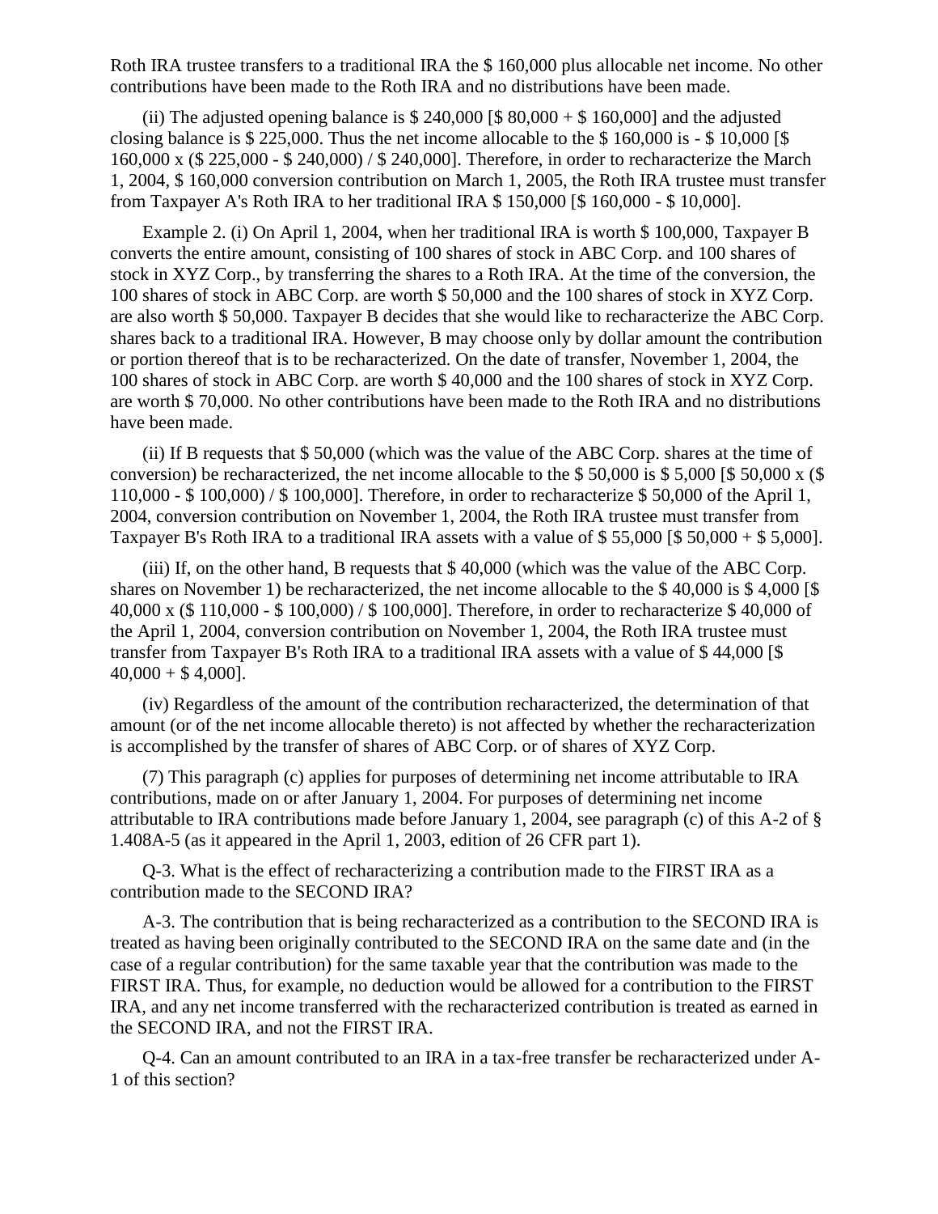Roth IRA trustee transfers to a traditional IRA the $ 160,000 plus allocable net income. No other contributions have been made to the Roth IRA and no distributions have been made.

(ii) The adjusted opening balance is $ 240,000 [$ 80,000 + $ 160,000] and the adjusted closing balance is $ 225,000. Thus the net income allocable to the $ 160,000 is - $ 10,000 [$ 160,000 x ($ 225,000 - $ 240,000) / $ 240,000]. Therefore, in order to recharacterize the March 1, 2004, $ 160,000 conversion contribution on March 1, 2005, the Roth IRA trustee must transfer from Taxpayer A's Roth IRA to her traditional IRA $ 150,000 [$ 160,000 - $ 10,000].

Example 2. (i) On April 1, 2004, when her traditional IRA is worth $ 100,000, Taxpayer B converts the entire amount, consisting of 100 shares of stock in ABC Corp. and 100 shares of stock in XYZ Corp., by transferring the shares to a Roth IRA. At the time of the conversion, the 100 shares of stock in ABC Corp. are worth $ 50,000 and the 100 shares of stock in XYZ Corp. are also worth $ 50,000. Taxpayer B decides that she would like to recharacterize the ABC Corp. shares back to a traditional IRA. However, B may choose only by dollar amount the contribution or portion thereof that is to be recharacterized. On the date of transfer, November 1, 2004, the 100 shares of stock in ABC Corp. are worth $ 40,000 and the 100 shares of stock in XYZ Corp. are worth $ 70,000. No other contributions have been made to the Roth IRA and no distributions have been made.

(ii) If B requests that $ 50,000 (which was the value of the ABC Corp. shares at the time of conversion) be recharacterized, the net income allocable to the $ 50,000 is $ 5,000 [$ 50,000 x ($ 110,000 - $ 100,000) / $ 100,000]. Therefore, in order to recharacterize $ 50,000 of the April 1, 2004, conversion contribution on November 1, 2004, the Roth IRA trustee must transfer from Taxpayer B's Roth IRA to a traditional IRA assets with a value of $ 55,000 [$ 50,000 + $ 5,000].

(iii) If, on the other hand, B requests that $ 40,000 (which was the value of the ABC Corp. shares on November 1) be recharacterized, the net income allocable to the $ 40,000 is $ 4,000 [$ 40,000 x ($ 110,000 - $ 100,000) / $ 100,000]. Therefore, in order to recharacterize $ 40,000 of the April 1, 2004, conversion contribution on November 1, 2004, the Roth IRA trustee must transfer from Taxpayer B's Roth IRA to a traditional IRA assets with a value of $ 44,000 [$ 40,000 + $ 4,000].

(iv) Regardless of the amount of the contribution recharacterized, the determination of that amount (or of the net income allocable thereto) is not affected by whether the recharacterization is accomplished by the transfer of shares of ABC Corp. or of shares of XYZ Corp.

(7) This paragraph (c) applies for purposes of determining net income attributable to IRA contributions, made on or after January 1, 2004. For purposes of determining net income attributable to IRA contributions made before January 1, 2004, see paragraph (c) of this A-2 of § 1.408A-5 (as it appeared in the April 1, 2003, edition of 26 CFR part 1).

Q-3. What is the effect of recharacterizing a contribution made to the FIRST IRA as a contribution made to the SECOND IRA?

A-3. The contribution that is being recharacterized as a contribution to the SECOND IRA is treated as having been originally contributed to the SECOND IRA on the same date and (in the case of a regular contribution) for the same taxable year that the contribution was made to the FIRST IRA. Thus, for example, no deduction would be allowed for a contribution to the FIRST IRA, and any net income transferred with the recharacterized contribution is treated as earned in the SECOND IRA, and not the FIRST IRA.

Q-4. Can an amount contributed to an IRA in a tax-free transfer be recharacterized under A-1 of this section?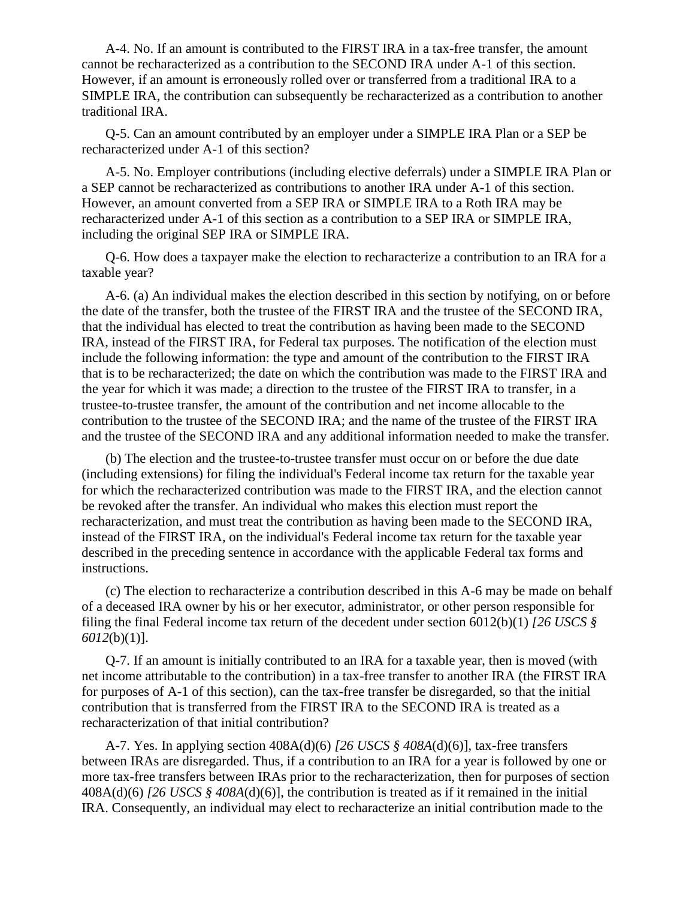A-4. No. If an amount is contributed to the FIRST IRA in a tax-free transfer, the amount cannot be recharacterized as a contribution to the SECOND IRA under A-1 of this section. However, if an amount is erroneously rolled over or transferred from a traditional IRA to a SIMPLE IRA, the contribution can subsequently be recharacterized as a contribution to another traditional IRA.

Q-5. Can an amount contributed by an employer under a SIMPLE IRA Plan or a SEP be recharacterized under A-1 of this section?

A-5. No. Employer contributions (including elective deferrals) under a SIMPLE IRA Plan or a SEP cannot be recharacterized as contributions to another IRA under A-1 of this section. However, an amount converted from a SEP IRA or SIMPLE IRA to a Roth IRA may be recharacterized under A-1 of this section as a contribution to a SEP IRA or SIMPLE IRA, including the original SEP IRA or SIMPLE IRA.

Q-6. How does a taxpayer make the election to recharacterize a contribution to an IRA for a taxable year?

A-6. (a) An individual makes the election described in this section by notifying, on or before the date of the transfer, both the trustee of the FIRST IRA and the trustee of the SECOND IRA, that the individual has elected to treat the contribution as having been made to the SECOND IRA, instead of the FIRST IRA, for Federal tax purposes. The notification of the election must include the following information: the type and amount of the contribution to the FIRST IRA that is to be recharacterized; the date on which the contribution was made to the FIRST IRA and the year for which it was made; a direction to the trustee of the FIRST IRA to transfer, in a trustee-to-trustee transfer, the amount of the contribution and net income allocable to the contribution to the trustee of the SECOND IRA; and the name of the trustee of the FIRST IRA and the trustee of the SECOND IRA and any additional information needed to make the transfer.

(b) The election and the trustee-to-trustee transfer must occur on or before the due date (including extensions) for filing the individual's Federal income tax return for the taxable year for which the recharacterized contribution was made to the FIRST IRA, and the election cannot be revoked after the transfer. An individual who makes this election must report the recharacterization, and must treat the contribution as having been made to the SECOND IRA, instead of the FIRST IRA, on the individual's Federal income tax return for the taxable year described in the preceding sentence in accordance with the applicable Federal tax forms and instructions.

(c) The election to recharacterize a contribution described in this A-6 may be made on behalf of a deceased IRA owner by his or her executor, administrator, or other person responsible for filing the final Federal income tax return of the decedent under section 6012(b)(1) *[26 USCS § 6012*(b)(1)].

Q-7. If an amount is initially contributed to an IRA for a taxable year, then is moved (with net income attributable to the contribution) in a tax-free transfer to another IRA (the FIRST IRA for purposes of A-1 of this section), can the tax-free transfer be disregarded, so that the initial contribution that is transferred from the FIRST IRA to the SECOND IRA is treated as a recharacterization of that initial contribution?

A-7. Yes. In applying section 408A(d)(6) *[26 USCS § 408A*(d)(6)], tax-free transfers between IRAs are disregarded. Thus, if a contribution to an IRA for a year is followed by one or more tax-free transfers between IRAs prior to the recharacterization, then for purposes of section 408A(d)(6) *[26 USCS § 408A*(d)(6)], the contribution is treated as if it remained in the initial IRA. Consequently, an individual may elect to recharacterize an initial contribution made to the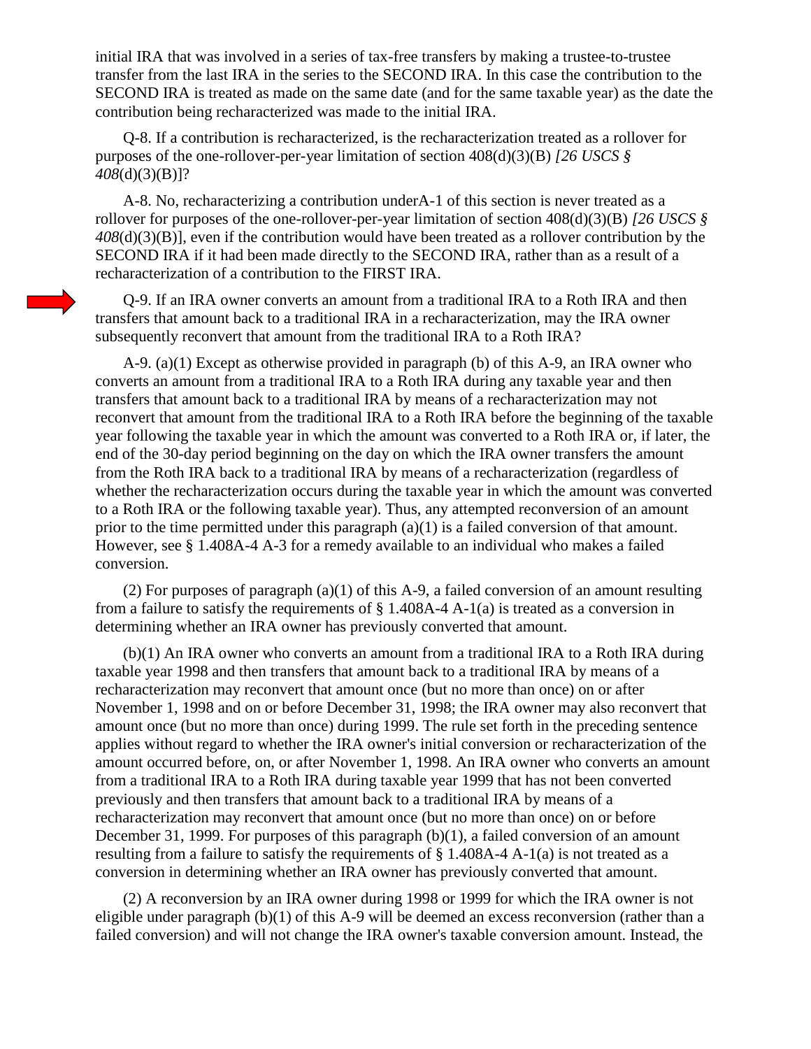initial IRA that was involved in a series of tax-free transfers by making a trustee-to-trustee transfer from the last IRA in the series to the SECOND IRA. In this case the contribution to the SECOND IRA is treated as made on the same date (and for the same taxable year) as the date the contribution being recharacterized was made to the initial IRA.

Q-8. If a contribution is recharacterized, is the recharacterization treated as a rollover for purposes of the one-rollover-per-year limitation of section 408(d)(3)(B) *[26 USCS § 408*(d)(3)(B)]?

A-8. No, recharacterizing a contribution underA-1 of this section is never treated as a rollover for purposes of the one-rollover-per-year limitation of section 408(d)(3)(B) *[26 USCS § 408*(d)(3)(B)], even if the contribution would have been treated as a rollover contribution by the SECOND IRA if it had been made directly to the SECOND IRA, rather than as a result of a recharacterization of a contribution to the FIRST IRA.

Q-9. If an IRA owner converts an amount from a traditional IRA to a Roth IRA and then transfers that amount back to a traditional IRA in a recharacterization, may the IRA owner subsequently reconvert that amount from the traditional IRA to a Roth IRA?

A-9. (a)(1) Except as otherwise provided in paragraph (b) of this A-9, an IRA owner who converts an amount from a traditional IRA to a Roth IRA during any taxable year and then transfers that amount back to a traditional IRA by means of a recharacterization may not reconvert that amount from the traditional IRA to a Roth IRA before the beginning of the taxable year following the taxable year in which the amount was converted to a Roth IRA or, if later, the end of the 30-day period beginning on the day on which the IRA owner transfers the amount from the Roth IRA back to a traditional IRA by means of a recharacterization (regardless of whether the recharacterization occurs during the taxable year in which the amount was converted to a Roth IRA or the following taxable year). Thus, any attempted reconversion of an amount prior to the time permitted under this paragraph (a)(1) is a failed conversion of that amount. However, see § 1.408A-4 A-3 for a remedy available to an individual who makes a failed conversion.

(2) For purposes of paragraph (a)(1) of this A-9, a failed conversion of an amount resulting from a failure to satisfy the requirements of § 1.408A-4 A-1(a) is treated as a conversion in determining whether an IRA owner has previously converted that amount.

(b)(1) An IRA owner who converts an amount from a traditional IRA to a Roth IRA during taxable year 1998 and then transfers that amount back to a traditional IRA by means of a recharacterization may reconvert that amount once (but no more than once) on or after November 1, 1998 and on or before December 31, 1998; the IRA owner may also reconvert that amount once (but no more than once) during 1999. The rule set forth in the preceding sentence applies without regard to whether the IRA owner's initial conversion or recharacterization of the amount occurred before, on, or after November 1, 1998. An IRA owner who converts an amount from a traditional IRA to a Roth IRA during taxable year 1999 that has not been converted previously and then transfers that amount back to a traditional IRA by means of a recharacterization may reconvert that amount once (but no more than once) on or before December 31, 1999. For purposes of this paragraph (b)(1), a failed conversion of an amount resulting from a failure to satisfy the requirements of § 1.408A-4 A-1(a) is not treated as a conversion in determining whether an IRA owner has previously converted that amount.

(2) A reconversion by an IRA owner during 1998 or 1999 for which the IRA owner is not eligible under paragraph (b)(1) of this A-9 will be deemed an excess reconversion (rather than a failed conversion) and will not change the IRA owner's taxable conversion amount. Instead, the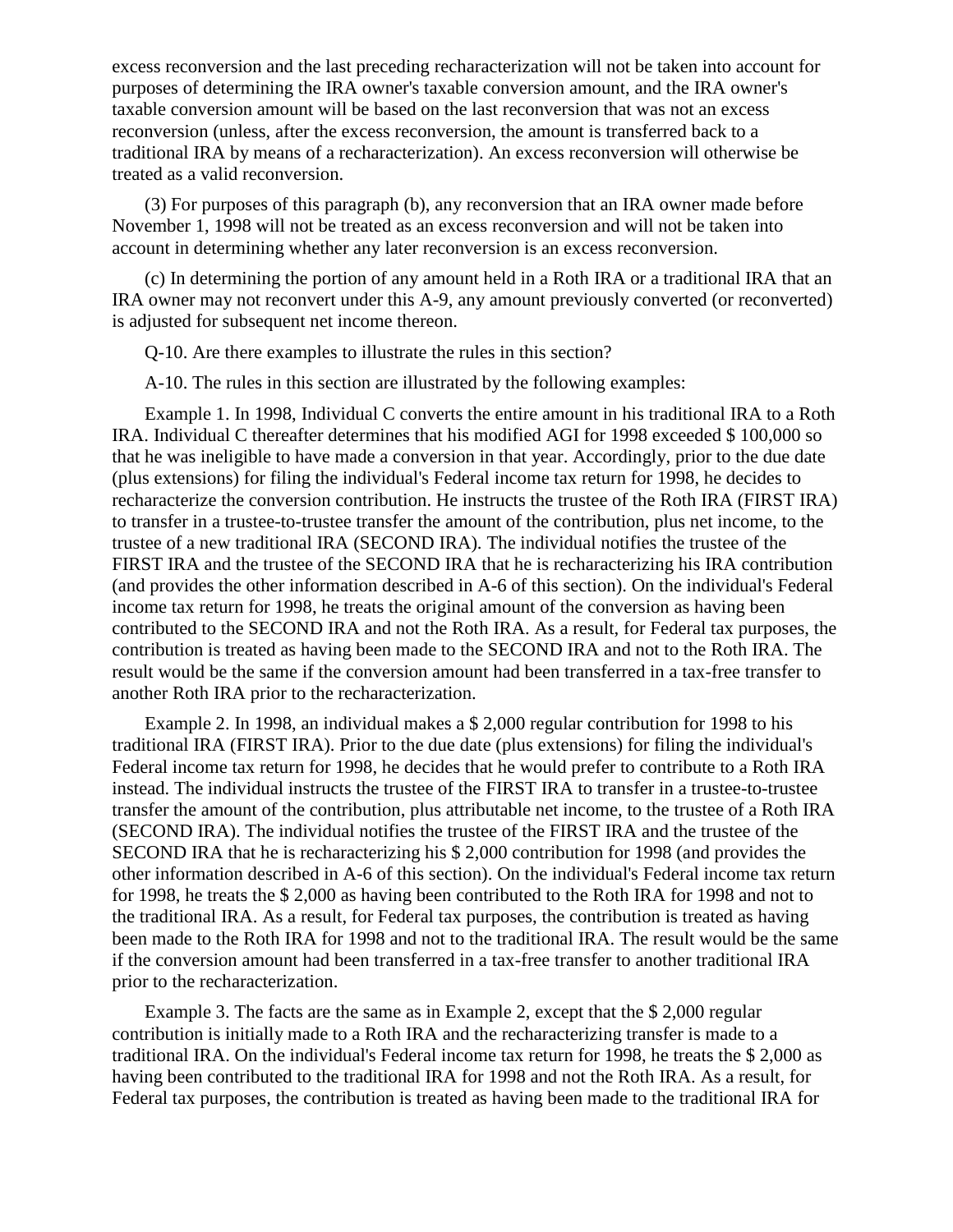excess reconversion and the last preceding recharacterization will not be taken into account for purposes of determining the IRA owner's taxable conversion amount, and the IRA owner's taxable conversion amount will be based on the last reconversion that was not an excess reconversion (unless, after the excess reconversion, the amount is transferred back to a traditional IRA by means of a recharacterization). An excess reconversion will otherwise be treated as a valid reconversion.

(3) For purposes of this paragraph (b), any reconversion that an IRA owner made before November 1, 1998 will not be treated as an excess reconversion and will not be taken into account in determining whether any later reconversion is an excess reconversion.

(c) In determining the portion of any amount held in a Roth IRA or a traditional IRA that an IRA owner may not reconvert under this A-9, any amount previously converted (or reconverted) is adjusted for subsequent net income thereon.

Q-10. Are there examples to illustrate the rules in this section?

A-10. The rules in this section are illustrated by the following examples:

Example 1. In 1998, Individual C converts the entire amount in his traditional IRA to a Roth IRA. Individual C thereafter determines that his modified AGI for 1998 exceeded $ 100,000 so that he was ineligible to have made a conversion in that year. Accordingly, prior to the due date (plus extensions) for filing the individual's Federal income tax return for 1998, he decides to recharacterize the conversion contribution. He instructs the trustee of the Roth IRA (FIRST IRA) to transfer in a trustee-to-trustee transfer the amount of the contribution, plus net income, to the trustee of a new traditional IRA (SECOND IRA). The individual notifies the trustee of the FIRST IRA and the trustee of the SECOND IRA that he is recharacterizing his IRA contribution (and provides the other information described in A-6 of this section). On the individual's Federal income tax return for 1998, he treats the original amount of the conversion as having been contributed to the SECOND IRA and not the Roth IRA. As a result, for Federal tax purposes, the contribution is treated as having been made to the SECOND IRA and not to the Roth IRA. The result would be the same if the conversion amount had been transferred in a tax-free transfer to another Roth IRA prior to the recharacterization.

Example 2. In 1998, an individual makes a $ 2,000 regular contribution for 1998 to his traditional IRA (FIRST IRA). Prior to the due date (plus extensions) for filing the individual's Federal income tax return for 1998, he decides that he would prefer to contribute to a Roth IRA instead. The individual instructs the trustee of the FIRST IRA to transfer in a trustee-to-trustee transfer the amount of the contribution, plus attributable net income, to the trustee of a Roth IRA (SECOND IRA). The individual notifies the trustee of the FIRST IRA and the trustee of the SECOND IRA that he is recharacterizing his $ 2,000 contribution for 1998 (and provides the other information described in A-6 of this section). On the individual's Federal income tax return for 1998, he treats the $ 2,000 as having been contributed to the Roth IRA for 1998 and not to the traditional IRA. As a result, for Federal tax purposes, the contribution is treated as having been made to the Roth IRA for 1998 and not to the traditional IRA. The result would be the same if the conversion amount had been transferred in a tax-free transfer to another traditional IRA prior to the recharacterization.

Example 3. The facts are the same as in Example 2, except that the $ 2,000 regular contribution is initially made to a Roth IRA and the recharacterizing transfer is made to a traditional IRA. On the individual's Federal income tax return for 1998, he treats the $ 2,000 as having been contributed to the traditional IRA for 1998 and not the Roth IRA. As a result, for Federal tax purposes, the contribution is treated as having been made to the traditional IRA for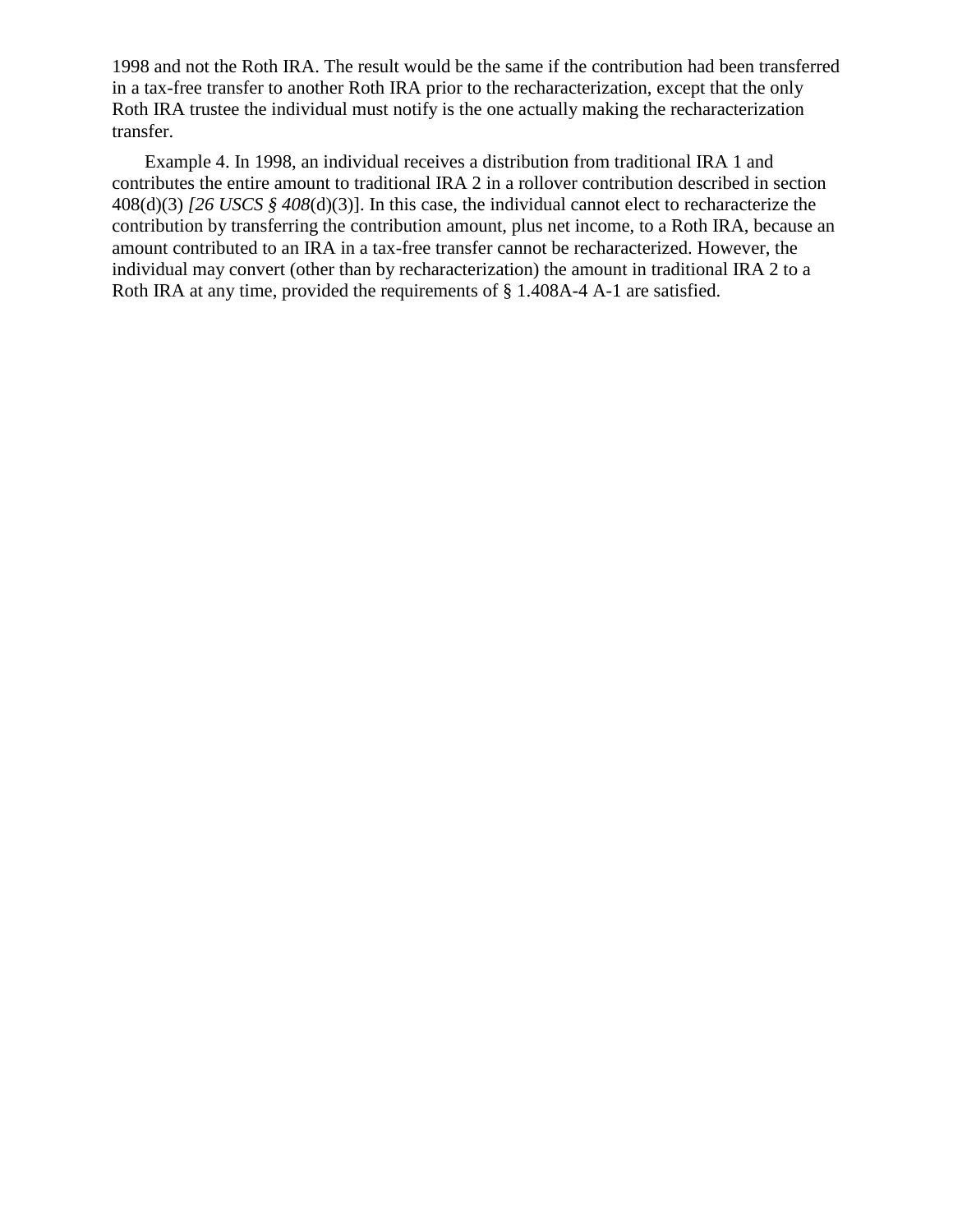1998 and not the Roth IRA. The result would be the same if the contribution had been transferred in a tax-free transfer to another Roth IRA prior to the recharacterization, except that the only Roth IRA trustee the individual must notify is the one actually making the recharacterization transfer.

Example 4. In 1998, an individual receives a distribution from traditional IRA 1 and contributes the entire amount to traditional IRA 2 in a rollover contribution described in section 408(d)(3) *[26 USCS § 408*(d)(3)]. In this case, the individual cannot elect to recharacterize the contribution by transferring the contribution amount, plus net income, to a Roth IRA, because an amount contributed to an IRA in a tax-free transfer cannot be recharacterized. However, the individual may convert (other than by recharacterization) the amount in traditional IRA 2 to a Roth IRA at any time, provided the requirements of § 1.408A-4 A-1 are satisfied.